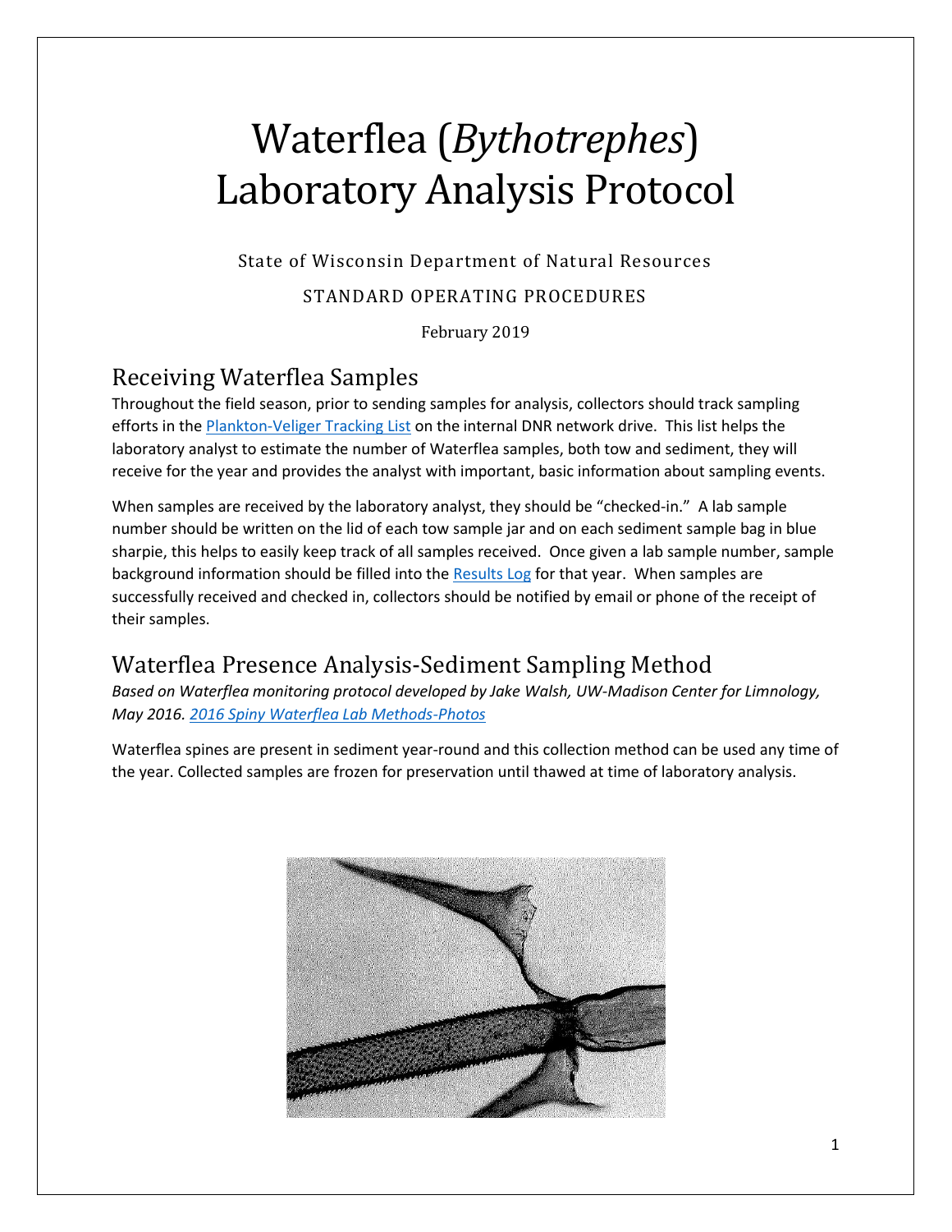# Waterflea (*Bythotrephes*) Laboratory Analysis Protocol

State of Wisconsin Department of Natural Resources

STANDARD OPERATING PROCEDURES

February 2019

## Receiving Waterflea Samples

Throughout the field season, prior to sending samples for analysis, collectors should track sampling efforts in the [Plankton-Veliger Tracking List] on the internal DNR network drive. This list helps the laboratory analyst to estimate the number of Waterflea samples, both tow and sediment, they will receive for the year and provides the analyst with important, basic information about sampling events.

When samples are received by the laboratory analyst, they should be "checked-in." A lab sample number should be written on the lid of each tow sample jar and on each sediment sample bag in blue sharpie, this helps to easily keep track of all samples received. Once given a lab sample number, sample background information should be filled into the [Results Log] for that year. When samples are successfully received and checked in, collectors should be notified by email or phone of the receipt of their samples.

## Waterflea Presence Analysis-Sediment Sampling Method

*Based on Waterflea monitoring protocol developed by Jake Walsh, UW-Madison Center for Limnology, May 2016. [2016 Spiny Waterflea Lab Methods-Photos]*

Waterflea spines are present in sediment year-round and this collection method can be used any time of the year. Collected samples are frozen for preservation until thawed at time of laboratory analysis.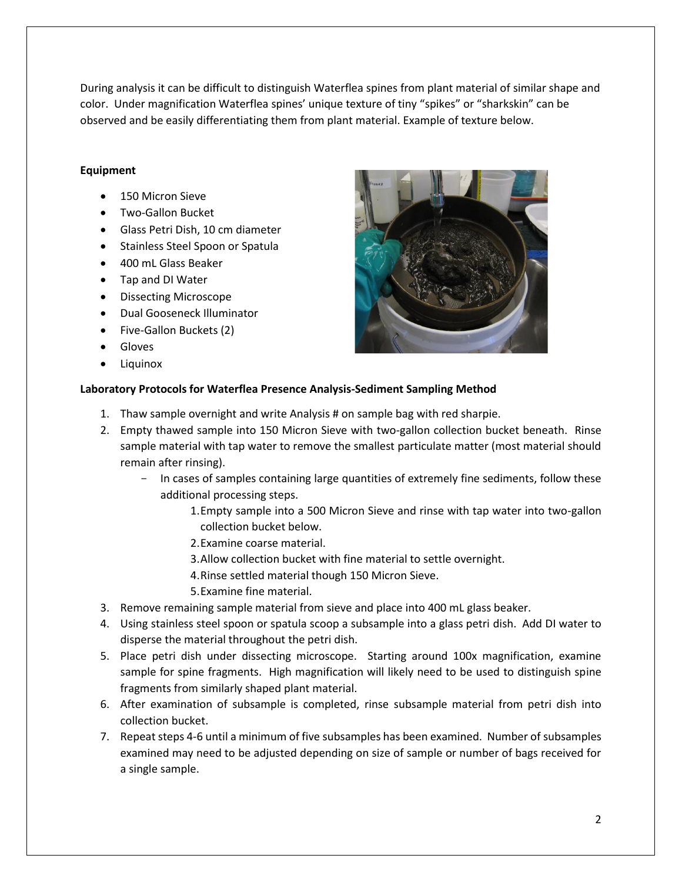During analysis it can be difficult to distinguish Waterflea spines from plant material of similar shape and color. Under magnification Waterflea spines' unique texture of tiny "spikes" or "sharkskin" can be observed and be easily differentiating them from plant material. Example of texture below.

**Equipment**

- 150 Micron Sieve
- Two-Gallon Bucket
- Glass Petri Dish, 10 cm diameter
- Stainless Steel Spoon or Spatula
- 400 mL Glass Beaker
- Tap and DI Water
- Dissecting Microscope
- Dual Gooseneck Illuminator
- Five-Gallon Buckets (2)
- Gloves
- Liquinox

**Laboratory Protocols for Waterflea Presence Analysis-Sediment Sampling Method**

1. Thaw sample overnight and write Analysis # on sample bag with red sharpie.
2. Empty thawed sample into 150 Micron Sieve with two-gallon collection bucket beneath. Rinse sample material with tap water to remove the smallest particulate matter (most material should remain after rinsing).
   - In cases of samples containing large quantities of extremely fine sediments, follow these additional processing steps.
     1. Empty sample into a 500 Micron Sieve and rinse with tap water into two-gallon collection bucket below.
     2. Examine coarse material.
     3. Allow collection bucket with fine material to settle overnight.
     4. Rinse settled material though 150 Micron Sieve.
     5. Examine fine material.
3. Remove remaining sample material from sieve and place into 400 mL glass beaker.
4. Using stainless steel spoon or spatula scoop a subsample into a glass petri dish. Add DI water to disperse the material throughout the petri dish.
5. Place petri dish under dissecting microscope. Starting around 100x magnification, examine sample for spine fragments. High magnification will likely need to be used to distinguish spine fragments from similarly shaped plant material.
6. After examination of subsample is completed, rinse subsample material from petri dish into collection bucket.
7. Repeat steps 4-6 until a minimum of five subsamples has been examined. Number of subsamples examined may need to be adjusted depending on size of sample or number of bags received for a single sample.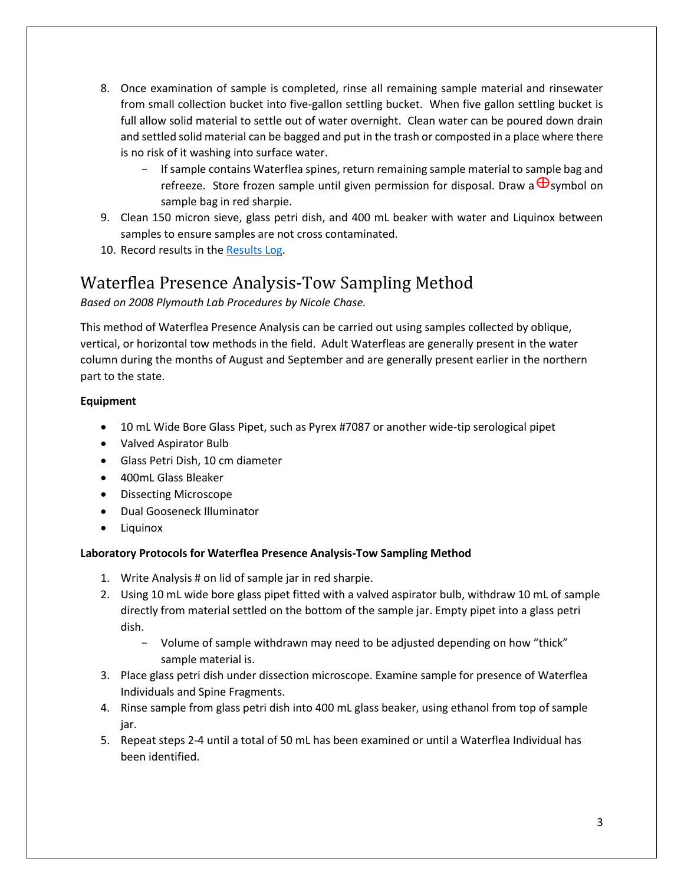8. Once examination of sample is completed, rinse all remaining sample material and rinsewater from small collection bucket into five-gallon settling bucket. When five gallon settling bucket is full allow solid material to settle out of water overnight. Clean water can be poured down drain and settled solid material can be bagged and put in the trash or composted in a place where there is no risk of it washing into surface water.
   - If sample contains Waterflea spines, return remaining sample material to sample bag and refreeze. Store frozen sample until given permission for disposal. Draw a ⊕ symbol on sample bag in red sharpie.
9. Clean 150 micron sieve, glass petri dish, and 400 mL beaker with water and Liquinox between samples to ensure samples are not cross contaminated.
10. Record results in the Results Log.

## Waterflea Presence Analysis-Tow Sampling Method

*Based on 2008 Plymouth Lab Procedures by Nicole Chase.*

This method of Waterflea Presence Analysis can be carried out using samples collected by oblique, vertical, or horizontal tow methods in the field. Adult Waterfleas are generally present in the water column during the months of August and September and are generally present earlier in the northern part to the state.

**Equipment**

- 10 mL Wide Bore Glass Pipet, such as Pyrex #7087 or another wide-tip serological pipet
- Valved Aspirator Bulb
- Glass Petri Dish, 10 cm diameter
- 400mL Glass Bleaker
- Dissecting Microscope
- Dual Gooseneck Illuminator
- Liquinox

**Laboratory Protocols for Waterflea Presence Analysis-Tow Sampling Method**

1. Write Analysis # on lid of sample jar in red sharpie.
2. Using 10 mL wide bore glass pipet fitted with a valved aspirator bulb, withdraw 10 mL of sample directly from material settled on the bottom of the sample jar. Empty pipet into a glass petri dish.
   - Volume of sample withdrawn may need to be adjusted depending on how "thick" sample material is.
3. Place glass petri dish under dissection microscope. Examine sample for presence of Waterflea Individuals and Spine Fragments.
4. Rinse sample from glass petri dish into 400 mL glass beaker, using ethanol from top of sample jar.
5. Repeat steps 2-4 until a total of 50 mL has been examined or until a Waterflea Individual has been identified.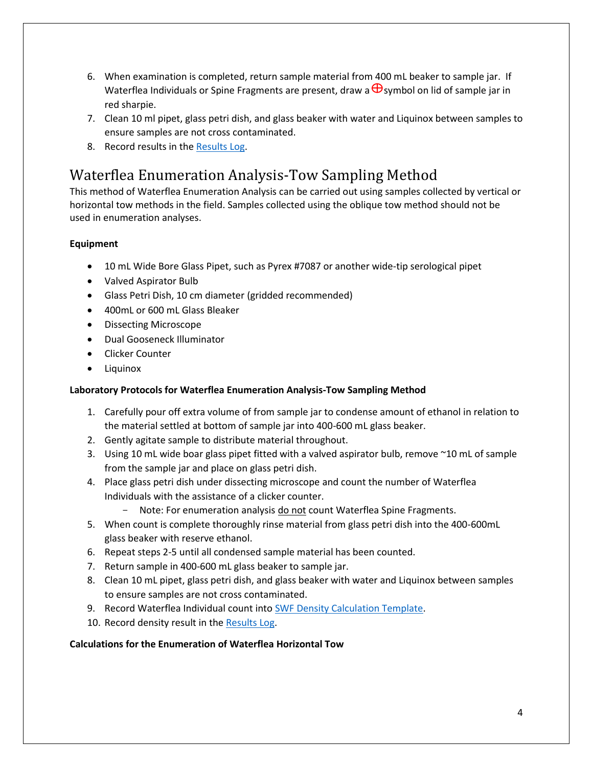6. When examination is completed, return sample material from 400 mL beaker to sample jar. If Waterflea Individuals or Spine Fragments are present, draw a ⊕ symbol on lid of sample jar in red sharpie.
7. Clean 10 ml pipet, glass petri dish, and glass beaker with water and Liquinox between samples to ensure samples are not cross contaminated.
8. Record results in the Results Log.

# Waterflea Enumeration Analysis-Tow Sampling Method

This method of Waterflea Enumeration Analysis can be carried out using samples collected by vertical or horizontal tow methods in the field. Samples collected using the oblique tow method should not be used in enumeration analyses.

**Equipment**

- 10 mL Wide Bore Glass Pipet, such as Pyrex #7087 or another wide-tip serological pipet
- Valved Aspirator Bulb
- Glass Petri Dish, 10 cm diameter (gridded recommended)
- 400mL or 600 mL Glass Bleaker
- Dissecting Microscope
- Dual Gooseneck Illuminator
- Clicker Counter
- Liquinox

**Laboratory Protocols for Waterflea Enumeration Analysis-Tow Sampling Method**

1. Carefully pour off extra volume of from sample jar to condense amount of ethanol in relation to the material settled at bottom of sample jar into 400-600 mL glass beaker.
2. Gently agitate sample to distribute material throughout.
3. Using 10 mL wide boar glass pipet fitted with a valved aspirator bulb, remove ~10 mL of sample from the sample jar and place on glass petri dish.
4. Place glass petri dish under dissecting microscope and count the number of Waterflea Individuals with the assistance of a clicker counter.
   - Note: For enumeration analysis <u>do not</u> count Waterflea Spine Fragments.
5. When count is complete thoroughly rinse material from glass petri dish into the 400-600mL glass beaker with reserve ethanol.
6. Repeat steps 2-5 until all condensed sample material has been counted.
7. Return sample in 400-600 mL glass beaker to sample jar.
8. Clean 10 mL pipet, glass petri dish, and glass beaker with water and Liquinox between samples to ensure samples are not cross contaminated.
9. Record Waterflea Individual count into SWF Density Calculation Template.
10. Record density result in the Results Log.

**Calculations for the Enumeration of Waterflea Horizontal Tow**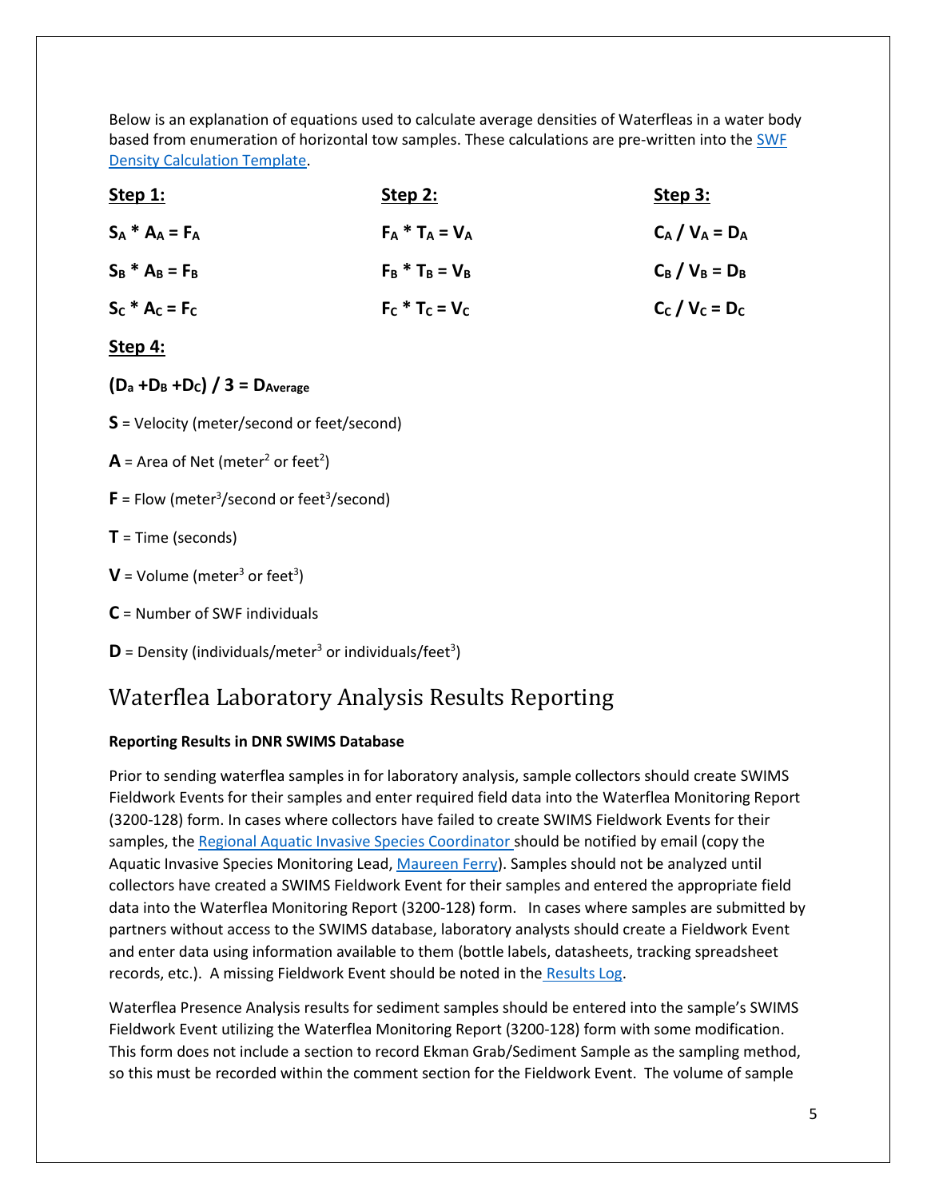Below is an explanation of equations used to calculate average densities of Waterfleas in a water body based from enumeration of horizontal tow samples. These calculations are pre-written into the SWF Density Calculation Template.

**Step 1:**

$S_A * A_A = F_A$

$S_B * A_B = F_B$

$S_C * A_C = F_C$

**Step 2:**

$F_A * T_A = V_A$

$F_B * T_B = V_B$

$F_C * T_C = V_C$

**Step 3:**

$C_A / V_A = D_A$

$C_B / V_B = D_B$

$C_C / V_C = D_C$

**Step 4:**

$(D_a + D_B + D_C) / 3 = D_{Average}$

**S** = Velocity (meter/second or feet/second)

**A** = Area of Net (meter$^2$ or feet$^2$)

**F** = Flow (meter$^3$/second or feet$^3$/second)

**T** = Time (seconds)

**V** = Volume (meter$^3$ or feet$^3$)

**C** = Number of SWF individuals

**D** = Density (individuals/meter$^3$ or individuals/feet$^3$)

# Waterflea Laboratory Analysis Results Reporting

**Reporting Results in DNR SWIMS Database**

Prior to sending waterflea samples in for laboratory analysis, sample collectors should create SWIMS Fieldwork Events for their samples and enter required field data into the Waterflea Monitoring Report (3200-128) form. In cases where collectors have failed to create SWIMS Fieldwork Events for their samples, the Regional Aquatic Invasive Species Coordinator should be notified by email (copy the Aquatic Invasive Species Monitoring Lead, Maureen Ferry). Samples should not be analyzed until collectors have created a SWIMS Fieldwork Event for their samples and entered the appropriate field data into the Waterflea Monitoring Report (3200-128) form. In cases where samples are submitted by partners without access to the SWIMS database, laboratory analysts should create a Fieldwork Event and enter data using information available to them (bottle labels, datasheets, tracking spreadsheet records, etc.). A missing Fieldwork Event should be noted in the Results Log.

Waterflea Presence Analysis results for sediment samples should be entered into the sample's SWIMS Fieldwork Event utilizing the Waterflea Monitoring Report (3200-128) form with some modification. This form does not include a section to record Ekman Grab/Sediment Sample as the sampling method, so this must be recorded within the comment section for the Fieldwork Event. The volume of sample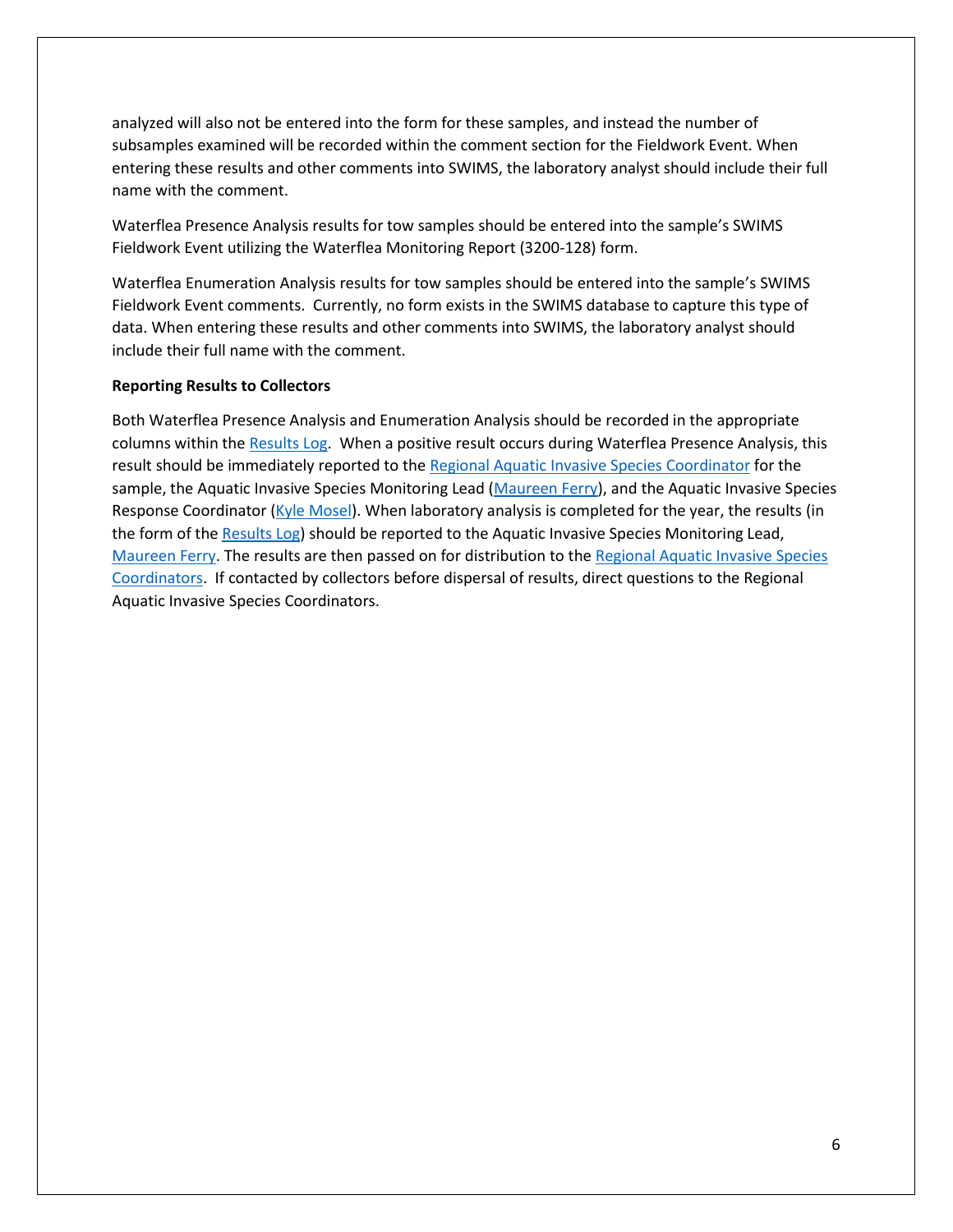analyzed will also not be entered into the form for these samples, and instead the number of subsamples examined will be recorded within the comment section for the Fieldwork Event. When entering these results and other comments into SWIMS, the laboratory analyst should include their full name with the comment.

Waterflea Presence Analysis results for tow samples should be entered into the sample's SWIMS Fieldwork Event utilizing the Waterflea Monitoring Report (3200-128) form.

Waterflea Enumeration Analysis results for tow samples should be entered into the sample's SWIMS Fieldwork Event comments. Currently, no form exists in the SWIMS database to capture this type of data. When entering these results and other comments into SWIMS, the laboratory analyst should include their full name with the comment.

**Reporting Results to Collectors**

Both Waterflea Presence Analysis and Enumeration Analysis should be recorded in the appropriate columns within the Results Log. When a positive result occurs during Waterflea Presence Analysis, this result should be immediately reported to the Regional Aquatic Invasive Species Coordinator for the sample, the Aquatic Invasive Species Monitoring Lead (Maureen Ferry), and the Aquatic Invasive Species Response Coordinator (Kyle Mosel). When laboratory analysis is completed for the year, the results (in the form of the Results Log) should be reported to the Aquatic Invasive Species Monitoring Lead, Maureen Ferry. The results are then passed on for distribution to the Regional Aquatic Invasive Species Coordinators. If contacted by collectors before dispersal of results, direct questions to the Regional Aquatic Invasive Species Coordinators.